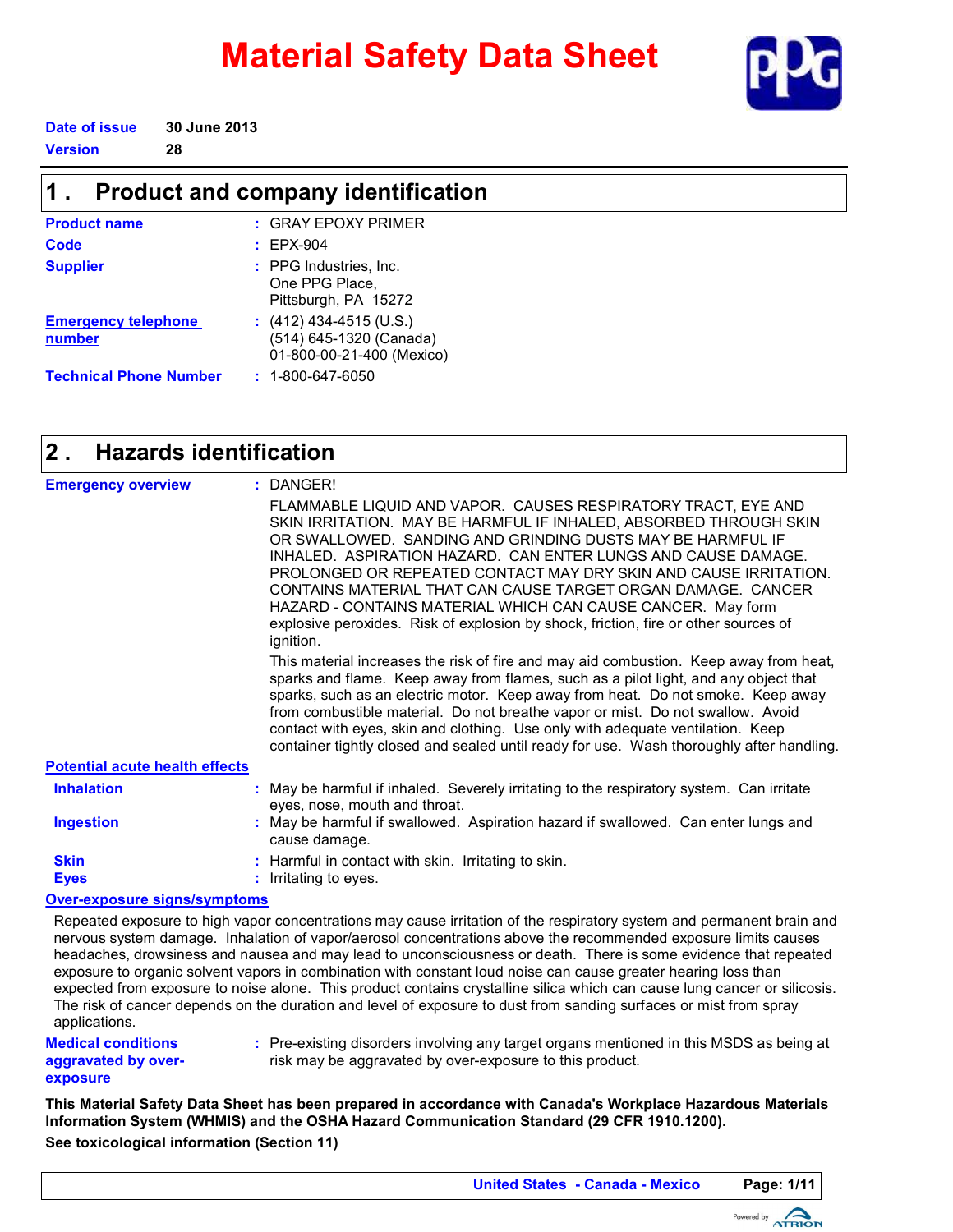# Material Safety Data Sheet

**Date of issue** 30 June 2013
**Version** 28

## 1 . Product and company identification

**Product name** : GRAY EPOXY PRIMER

**Code** : EPX-904

**Supplier** : PPG Industries, Inc.
One PPG Place,
Pittsburgh, PA 15272

**Emergency telephone number** : (412) 434-4515 (U.S.)
(514) 645-1320 (Canada)
01-800-00-21-400 (Mexico)

**Technical Phone Number** : 1-800-647-6050

## 2 . Hazards identification

**Emergency overview** : DANGER!

FLAMMABLE LIQUID AND VAPOR. CAUSES RESPIRATORY TRACT, EYE AND SKIN IRRITATION. MAY BE HARMFUL IF INHALED, ABSORBED THROUGH SKIN OR SWALLOWED. SANDING AND GRINDING DUSTS MAY BE HARMFUL IF INHALED. ASPIRATION HAZARD. CAN ENTER LUNGS AND CAUSE DAMAGE. PROLONGED OR REPEATED CONTACT MAY DRY SKIN AND CAUSE IRRITATION. CONTAINS MATERIAL THAT CAN CAUSE TARGET ORGAN DAMAGE. CANCER HAZARD - CONTAINS MATERIAL WHICH CAN CAUSE CANCER. May form explosive peroxides. Risk of explosion by shock, friction, fire or other sources of ignition.

This material increases the risk of fire and may aid combustion. Keep away from heat, sparks and flame. Keep away from flames, such as a pilot light, and any object that sparks, such as an electric motor. Keep away from heat. Do not smoke. Keep away from combustible material. Do not breathe vapor or mist. Do not swallow. Avoid contact with eyes, skin and clothing. Use only with adequate ventilation. Keep container tightly closed and sealed until ready for use. Wash thoroughly after handling.

**Potential acute health effects**

**Inhalation** : May be harmful if inhaled. Severely irritating to the respiratory system. Can irritate eyes, nose, mouth and throat.

**Ingestion** : May be harmful if swallowed. Aspiration hazard if swallowed. Can enter lungs and cause damage.

**Skin** : Harmful in contact with skin. Irritating to skin.

**Eyes** : Irritating to eyes.

**Over-exposure signs/symptoms**

Repeated exposure to high vapor concentrations may cause irritation of the respiratory system and permanent brain and nervous system damage. Inhalation of vapor/aerosol concentrations above the recommended exposure limits causes headaches, drowsiness and nausea and may lead to unconsciousness or death. There is some evidence that repeated exposure to organic solvent vapors in combination with constant loud noise can cause greater hearing loss than expected from exposure to noise alone. This product contains crystalline silica which can cause lung cancer or silicosis. The risk of cancer depends on the duration and level of exposure to dust from sanding surfaces or mist from spray applications.

**Medical conditions aggravated by over-exposure** : Pre-existing disorders involving any target organs mentioned in this MSDS as being at risk may be aggravated by over-exposure to this product.

**This Material Safety Data Sheet has been prepared in accordance with Canada's Workplace Hazardous Materials Information System (WHMIS) and the OSHA Hazard Communication Standard (29 CFR 1910.1200).**

**See toxicological information (Section 11)**

United States - Canada - Mexico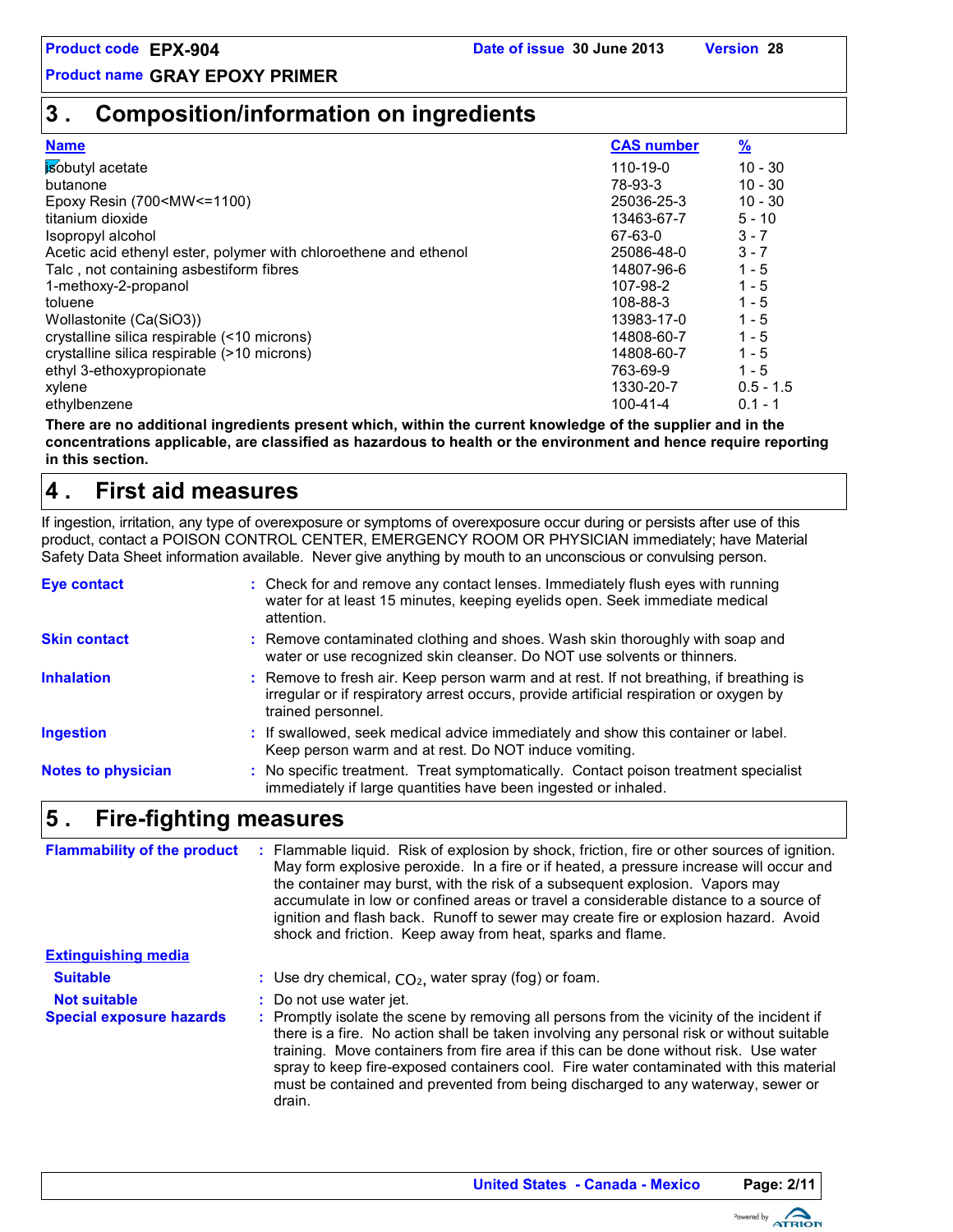## 3 . Composition/information on ingredients

| Name | CAS number | % |
|---|---|---|
| isobutyl acetate | 110-19-0 | 10 - 30 |
| butanone | 78-93-3 | 10 - 30 |
| Epoxy Resin (700<MW<=1100) | 25036-25-3 | 10 - 30 |
| titanium dioxide | 13463-67-7 | 5 - 10 |
| Isopropyl alcohol | 67-63-0 | 3 - 7 |
| Acetic acid ethenyl ester, polymer with chloroethene and ethenol | 25086-48-0 | 3 - 7 |
| Talc , not containing asbestiform fibres | 14807-96-6 | 1 - 5 |
| 1-methoxy-2-propanol | 107-98-2 | 1 - 5 |
| toluene | 108-88-3 | 1 - 5 |
| Wollastonite (Ca(SiO3)) | 13983-17-0 | 1 - 5 |
| crystalline silica respirable (<10 microns) | 14808-60-7 | 1 - 5 |
| crystalline silica respirable (>10 microns) | 14808-60-7 | 1 - 5 |
| ethyl 3-ethoxypropionate | 763-69-9 | 1 - 5 |
| xylene | 1330-20-7 | 0.5 - 1.5 |
| ethylbenzene | 100-41-4 | 0.1 - 1 |

**There are no additional ingredients present which, within the current knowledge of the supplier and in the concentrations applicable, are classified as hazardous to health or the environment and hence require reporting in this section.**

## 4 . First aid measures

If ingestion, irritation, any type of overexposure or symptoms of overexposure occur during or persists after use of this product, contact a POISON CONTROL CENTER, EMERGENCY ROOM OR PHYSICIAN immediately; have Material Safety Data Sheet information available. Never give anything by mouth to an unconscious or convulsing person.

**Eye contact** : Check for and remove any contact lenses. Immediately flush eyes with running water for at least 15 minutes, keeping eyelids open. Seek immediate medical attention.

**Skin contact** : Remove contaminated clothing and shoes. Wash skin thoroughly with soap and water or use recognized skin cleanser. Do NOT use solvents or thinners.

**Inhalation** : Remove to fresh air. Keep person warm and at rest. If not breathing, if breathing is irregular or if respiratory arrest occurs, provide artificial respiration or oxygen by trained personnel.

**Ingestion** : If swallowed, seek medical advice immediately and show this container or label. Keep person warm and at rest. Do NOT induce vomiting.

**Notes to physician** : No specific treatment. Treat symptomatically. Contact poison treatment specialist immediately if large quantities have been ingested or inhaled.

## 5 . Fire-fighting measures

**Flammability of the product** : Flammable liquid. Risk of explosion by shock, friction, fire or other sources of ignition. May form explosive peroxide. In a fire or if heated, a pressure increase will occur and the container may burst, with the risk of a subsequent explosion. Vapors may accumulate in low or confined areas or travel a considerable distance to a source of ignition and flash back. Runoff to sewer may create fire or explosion hazard. Avoid shock and friction. Keep away from heat, sparks and flame.

**Extinguishing media**

**Suitable** : Use dry chemical, $CO_2$, water spray (fog) or foam.

**Not suitable** : Do not use water jet.

**Special exposure hazards** : Promptly isolate the scene by removing all persons from the vicinity of the incident if there is a fire. No action shall be taken involving any personal risk or without suitable training. Move containers from fire area if this can be done without risk. Use water spray to keep fire-exposed containers cool. Fire water contaminated with this material must be contained and prevented from being discharged to any waterway, sewer or drain.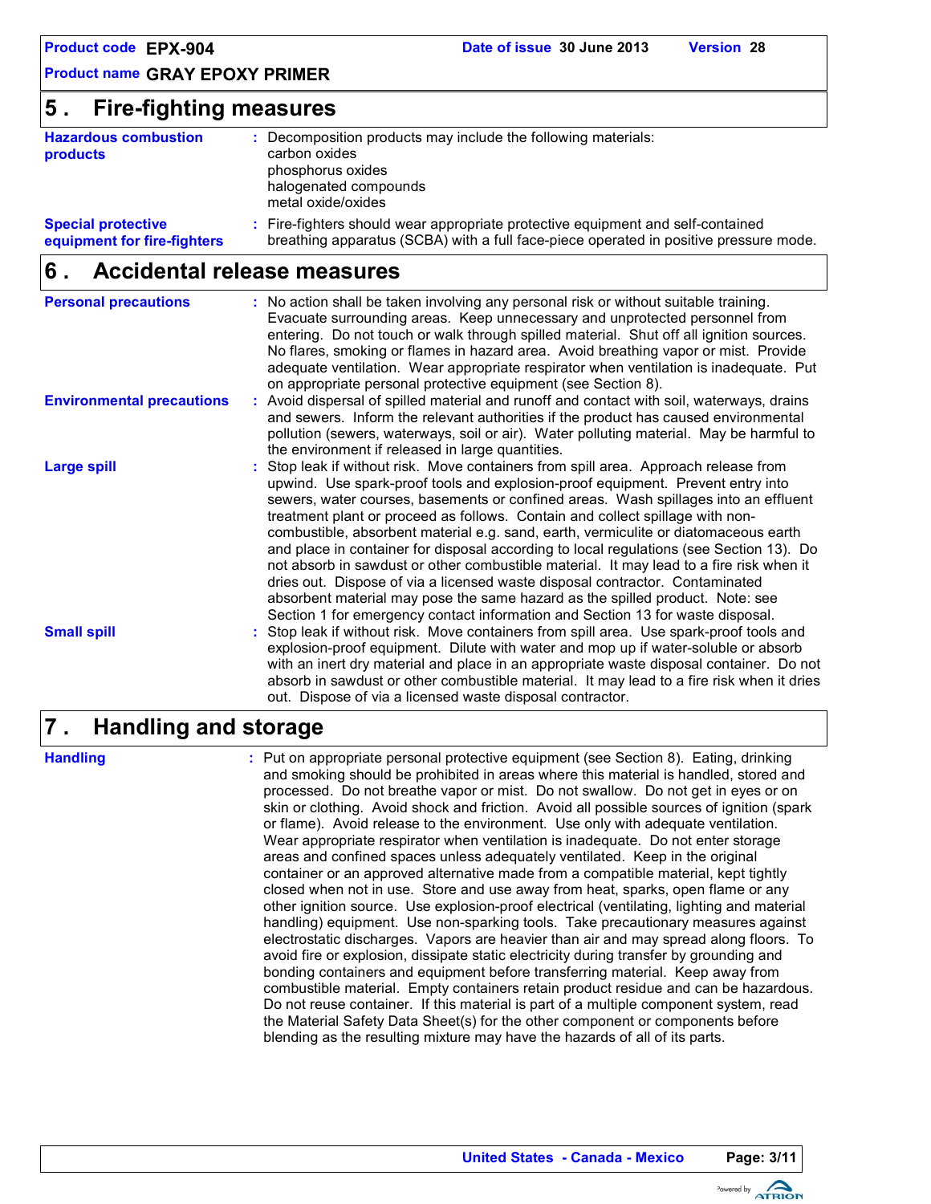## 5. Fire-fighting measures

**Hazardous combustion products** : Decomposition products may include the following materials:
carbon oxides
phosphorus oxides
halogenated compounds
metal oxide/oxides

**Special protective equipment for fire-fighters** : Fire-fighters should wear appropriate protective equipment and self-contained breathing apparatus (SCBA) with a full face-piece operated in positive pressure mode.

## 6. Accidental release measures

**Personal precautions** : No action shall be taken involving any personal risk or without suitable training. Evacuate surrounding areas. Keep unnecessary and unprotected personnel from entering. Do not touch or walk through spilled material. Shut off all ignition sources. No flares, smoking or flames in hazard area. Avoid breathing vapor or mist. Provide adequate ventilation. Wear appropriate respirator when ventilation is inadequate. Put on appropriate personal protective equipment (see Section 8).

**Environmental precautions** : Avoid dispersal of spilled material and runoff and contact with soil, waterways, drains and sewers. Inform the relevant authorities if the product has caused environmental pollution (sewers, waterways, soil or air). Water polluting material. May be harmful to the environment if released in large quantities.

**Large spill** : Stop leak if without risk. Move containers from spill area. Approach release from upwind. Use spark-proof tools and explosion-proof equipment. Prevent entry into sewers, water courses, basements or confined areas. Wash spillages into an effluent treatment plant or proceed as follows. Contain and collect spillage with non-combustible, absorbent material e.g. sand, earth, vermiculite or diatomaceous earth and place in container for disposal according to local regulations (see Section 13). Do not absorb in sawdust or other combustible material. It may lead to a fire risk when it dries out. Dispose of via a licensed waste disposal contractor. Contaminated absorbent material may pose the same hazard as the spilled product. Note: see Section 1 for emergency contact information and Section 13 for waste disposal.

**Small spill** : Stop leak if without risk. Move containers from spill area. Use spark-proof tools and explosion-proof equipment. Dilute with water and mop up if water-soluble or absorb with an inert dry material and place in an appropriate waste disposal container. Do not absorb in sawdust or other combustible material. It may lead to a fire risk when it dries out. Dispose of via a licensed waste disposal contractor.

## 7. Handling and storage

**Handling** : Put on appropriate personal protective equipment (see Section 8). Eating, drinking and smoking should be prohibited in areas where this material is handled, stored and processed. Do not breathe vapor or mist. Do not swallow. Do not get in eyes or on skin or clothing. Avoid shock and friction. Avoid all possible sources of ignition (spark or flame). Avoid release to the environment. Use only with adequate ventilation. Wear appropriate respirator when ventilation is inadequate. Do not enter storage areas and confined spaces unless adequately ventilated. Keep in the original container or an approved alternative made from a compatible material, kept tightly closed when not in use. Store and use away from heat, sparks, open flame or any other ignition source. Use explosion-proof electrical (ventilating, lighting and material handling) equipment. Use non-sparking tools. Take precautionary measures against electrostatic discharges. Vapors are heavier than air and may spread along floors. To avoid fire or explosion, dissipate static electricity during transfer by grounding and bonding containers and equipment before transferring material. Keep away from combustible material. Empty containers retain product residue and can be hazardous. Do not reuse container. If this material is part of a multiple component system, read the Material Safety Data Sheet(s) for the other component or components before blending as the resulting mixture may have the hazards of all of its parts.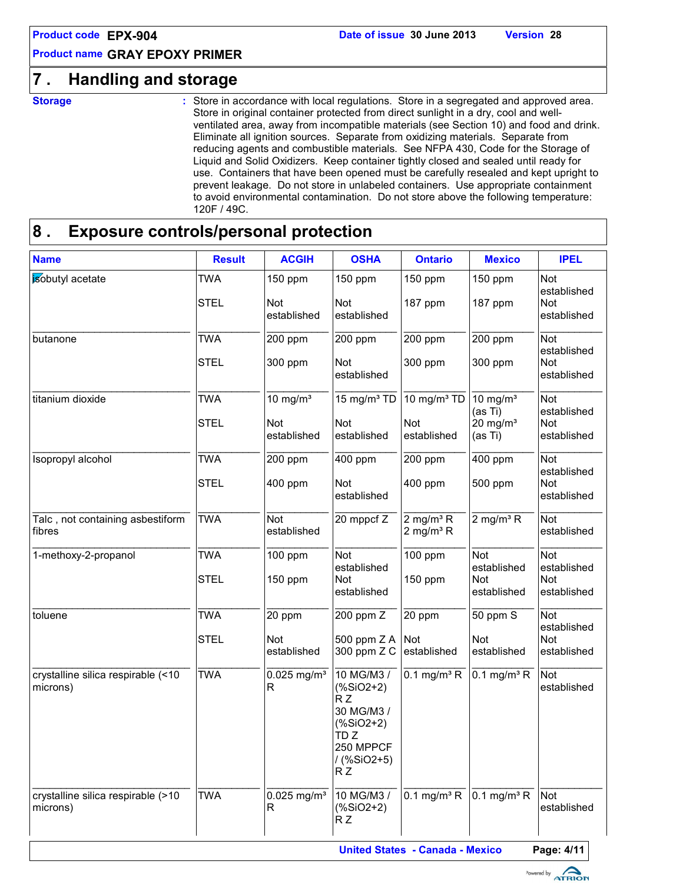## 7 . Handling and storage

**Storage** : Store in accordance with local regulations. Store in a segregated and approved area. Store in original container protected from direct sunlight in a dry, cool and well-ventilated area, away from incompatible materials (see Section 10) and food and drink. Eliminate all ignition sources. Separate from oxidizing materials. Separate from reducing agents and combustible materials. See NFPA 430, Code for the Storage of Liquid and Solid Oxidizers. Keep container tightly closed and sealed until ready for use. Containers that have been opened must be carefully resealed and kept upright to prevent leakage. Do not store in unlabeled containers. Use appropriate containment to avoid environmental contamination. Do not store above the following temperature: 120F / 49C.

## 8 . Exposure controls/personal protection

| Name | Result | ACGIH | OSHA | Ontario | Mexico | IPEL |
|---|---|---|---|---|---|---|
| isobutyl acetate | TWA<br>STEL | 150 ppm<br>Not established | 150 ppm<br>Not established | 150 ppm<br>187 ppm | 150 ppm<br>187 ppm | Not established<br>Not established |
| butanone | TWA<br>STEL | 200 ppm<br>300 ppm | 200 ppm<br>Not established | 200 ppm<br>300 ppm | 200 ppm<br>300 ppm | Not established<br>Not established |
| titanium dioxide | TWA<br>STEL | 10 mg/m³<br>Not established | 15 mg/m³ TD<br>Not established | 10 mg/m³ TD<br>Not established | 10 mg/m³ (as Ti)<br>20 mg/m³ (as Ti) | Not established<br>Not established |
| Isopropyl alcohol | TWA<br>STEL | 200 ppm<br>400 ppm | 400 ppm<br>Not established | 200 ppm<br>400 ppm | 400 ppm<br>500 ppm | Not established<br>Not established |
| Talc , not containing asbestiform fibres | TWA | Not established | 20 mppcf Z | 2 mg/m³ R<br>2 mg/m³ R | 2 mg/m³ R | Not established |
| 1-methoxy-2-propanol | TWA<br>STEL | 100 ppm<br>150 ppm | Not established<br>Not established | 100 ppm<br>150 ppm | Not established<br>Not established | Not established<br>Not established |
| toluene | TWA<br>STEL | 20 ppm<br>Not established | 200 ppm Z<br>500 ppm Z A<br>300 ppm Z C | 20 ppm<br>Not established | 50 ppm S<br>Not established | Not established<br>Not established |
| crystalline silica respirable (<10 microns) | TWA | 0.025 mg/m³ R | 10 MG/M3 / (%SiO2+2) R Z<br>30 MG/M3 / (%SiO2+2) TD Z<br>250 MPPCF / (%SiO2+5) R Z | 0.1 mg/m³ R | 0.1 mg/m³ R | Not established |
| crystalline silica respirable (>10 microns) | TWA | 0.025 mg/m³ R | 10 MG/M3 / (%SiO2+2) R Z | 0.1 mg/m³ R | 0.1 mg/m³ R | Not established |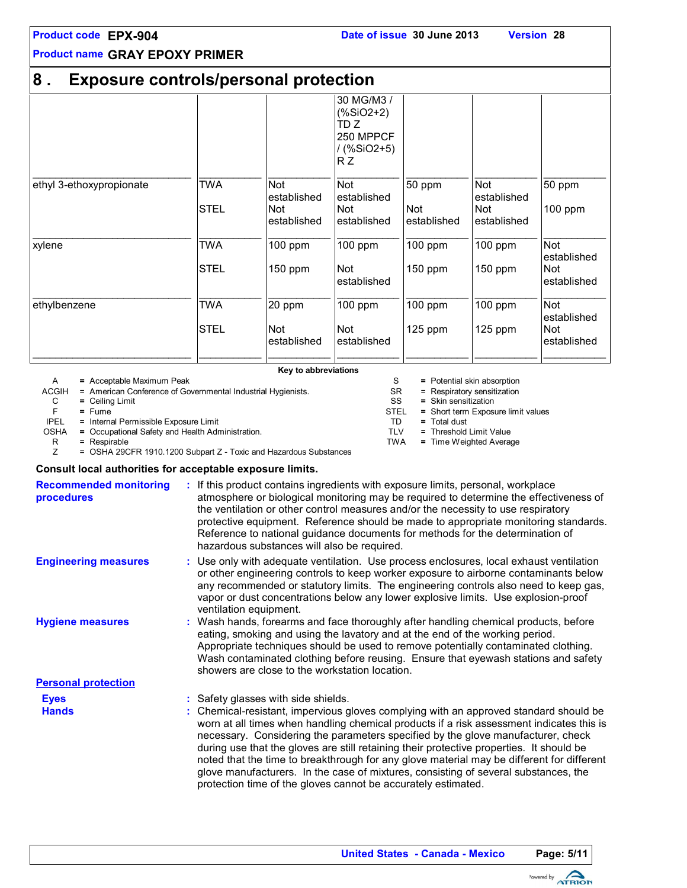## 8 . Exposure controls/personal protection

| | | | | | | |
|---|---|---|---|---|---|---|
| | | | 30 MG/M3 / (%SiO2+2) TD Z<br>250 MPPCF / (%SiO2+5) R Z | | | |
| ethyl 3-ethoxypropionate | TWA<br>STEL | Not established<br>Not established | Not established<br>Not established | 50 ppm<br>Not established | Not established<br>Not established | 50 ppm<br>100 ppm |
| xylene | TWA<br>STEL | 100 ppm<br>150 ppm | 100 ppm<br>Not established | 100 ppm<br>150 ppm | 100 ppm<br>150 ppm | Not established<br>Not established |
| ethylbenzene | TWA<br>STEL | 20 ppm<br>Not established | 100 ppm<br>Not established | 100 ppm<br>125 ppm | 100 ppm<br>125 ppm | Not established<br>Not established |

**Key to abbreviations**

| | | | |
|---|---|---|---|
| A | = Acceptable Maximum Peak | S | = Potential skin absorption |
| ACGIH | = American Conference of Governmental Industrial Hygienists. | SR | = Respiratory sensitization |
| C | = Ceiling Limit | SS | = Skin sensitization |
| F | = Fume | STEL | = Short term Exposure limit values |
| IPEL | = Internal Permissible Exposure Limit | TD | = Total dust |
| OSHA | = Occupational Safety and Health Administration. | TLV | = Threshold Limit Value |
| R | = Respirable | TWA | = Time Weighted Average |
| Z | = OSHA 29CFR 1910.1200 Subpart Z - Toxic and Hazardous Substances | | |

**Consult local authorities for acceptable exposure limits.**

**Recommended monitoring procedures** : If this product contains ingredients with exposure limits, personal, workplace atmosphere or biological monitoring may be required to determine the effectiveness of the ventilation or other control measures and/or the necessity to use respiratory protective equipment. Reference should be made to appropriate monitoring standards. Reference to national guidance documents for methods for the determination of hazardous substances will also be required.

**Engineering measures** : Use only with adequate ventilation. Use process enclosures, local exhaust ventilation or other engineering controls to keep worker exposure to airborne contaminants below any recommended or statutory limits. The engineering controls also need to keep gas, vapor or dust concentrations below any lower explosive limits. Use explosion-proof ventilation equipment.

**Hygiene measures** : Wash hands, forearms and face thoroughly after handling chemical products, before eating, smoking and using the lavatory and at the end of the working period. Appropriate techniques should be used to remove potentially contaminated clothing. Wash contaminated clothing before reusing. Ensure that eyewash stations and safety showers are close to the workstation location.

**Personal protection**

**Eyes** : Safety glasses with side shields.

**Hands** : Chemical-resistant, impervious gloves complying with an approved standard should be worn at all times when handling chemical products if a risk assessment indicates this is necessary. Considering the parameters specified by the glove manufacturer, check during use that the gloves are still retaining their protective properties. It should be noted that the time to breakthrough for any glove material may be different for different glove manufacturers. In the case of mixtures, consisting of several substances, the protection time of the gloves cannot be accurately estimated.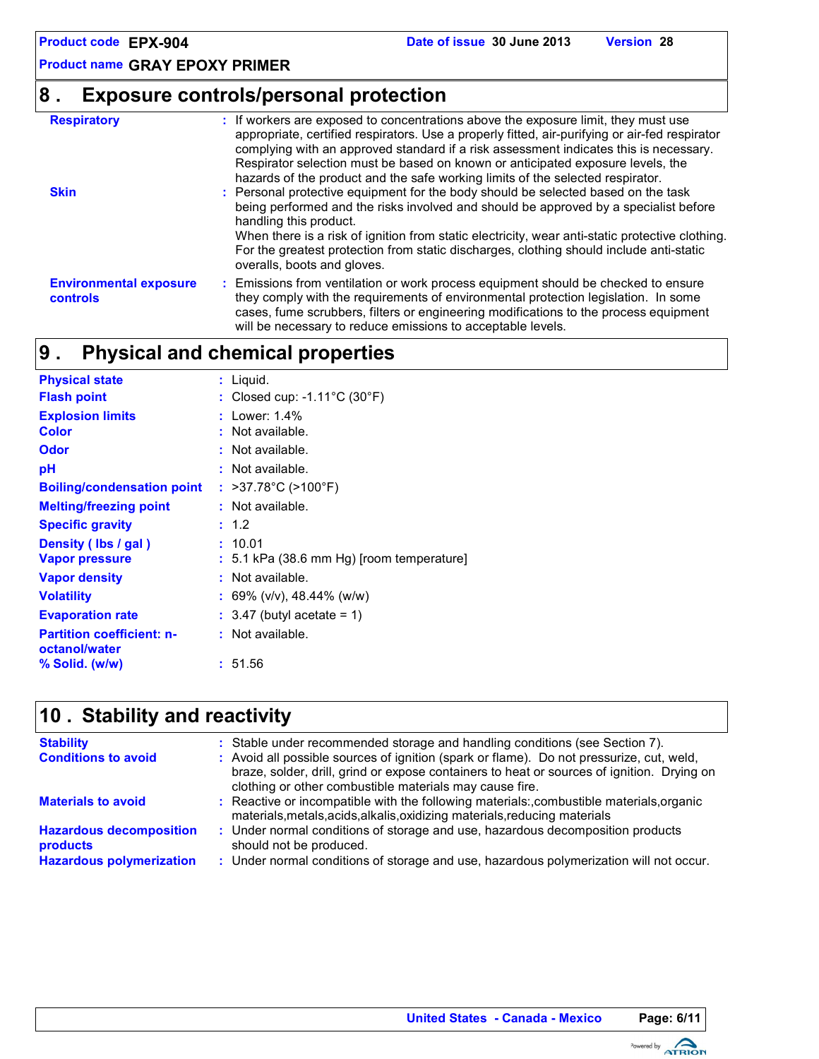## 8 . Exposure controls/personal protection

**Respiratory** : If workers are exposed to concentrations above the exposure limit, they must use appropriate, certified respirators. Use a properly fitted, air-purifying or air-fed respirator complying with an approved standard if a risk assessment indicates this is necessary. Respirator selection must be based on known or anticipated exposure levels, the hazards of the product and the safe working limits of the selected respirator.

**Skin** : Personal protective equipment for the body should be selected based on the task being performed and the risks involved and should be approved by a specialist before handling this product.
When there is a risk of ignition from static electricity, wear anti-static protective clothing. For the greatest protection from static discharges, clothing should include anti-static overalls, boots and gloves.

**Environmental exposure controls** : Emissions from ventilation or work process equipment should be checked to ensure they comply with the requirements of environmental protection legislation. In some cases, fume scrubbers, filters or engineering modifications to the process equipment will be necessary to reduce emissions to acceptable levels.

## 9 . Physical and chemical properties

| Property | Value |
|---|---|
| **Physical state** | Liquid. |
| **Flash point** | Closed cup: -1.11°C (30°F) |
| **Explosion limits** | Lower: 1.4% |
| **Color** | Not available. |
| **Odor** | Not available. |
| **pH** | Not available. |
| **Boiling/condensation point** | >37.78°C (>100°F) |
| **Melting/freezing point** | Not available. |
| **Specific gravity** | 1.2 |
| **Density ( lbs / gal )** | 10.01 |
| **Vapor pressure** | 5.1 kPa (38.6 mm Hg) [room temperature] |
| **Vapor density** | Not available. |
| **Volatility** | 69% (v/v), 48.44% (w/w) |
| **Evaporation rate** | 3.47 (butyl acetate = 1) |
| **Partition coefficient: n-octanol/water** | Not available. |
| **% Solid. (w/w)** | 51.56 |

## 10 . Stability and reactivity

**Stability** : Stable under recommended storage and handling conditions (see Section 7).

**Conditions to avoid** : Avoid all possible sources of ignition (spark or flame). Do not pressurize, cut, weld, braze, solder, drill, grind or expose containers to heat or sources of ignition. Drying on clothing or other combustible materials may cause fire.

**Materials to avoid** : Reactive or incompatible with the following materials:,combustible materials,organic materials,metals,acids,alkalis,oxidizing materials,reducing materials

**Hazardous decomposition products** : Under normal conditions of storage and use, hazardous decomposition products should not be produced.

**Hazardous polymerization** : Under normal conditions of storage and use, hazardous polymerization will not occur.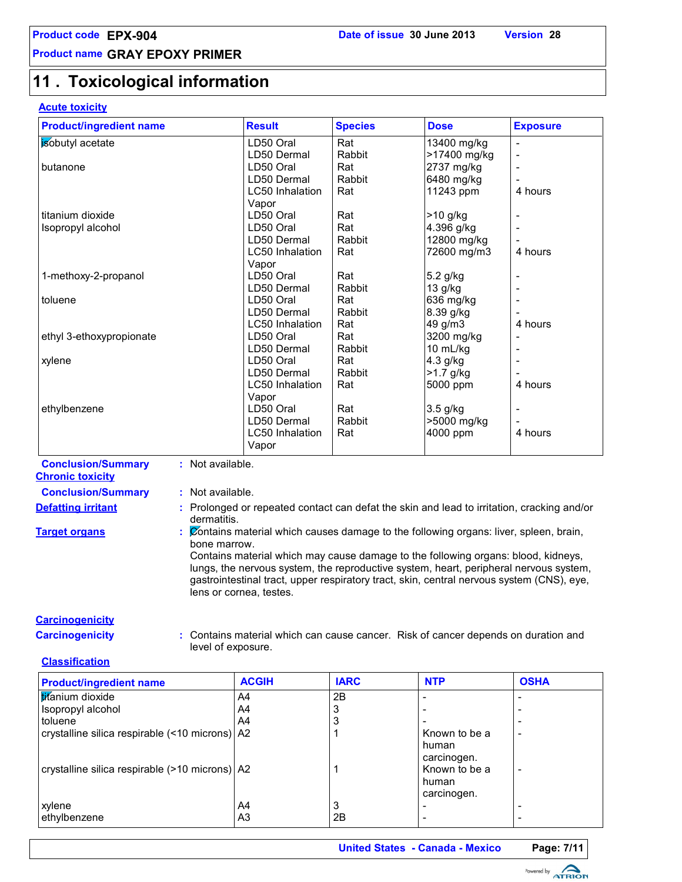## 11 . Toxicological information

**Acute toxicity**

| Product/ingredient name | Result | Species | Dose | Exposure |
|---|---|---|---|---|
| isobutyl acetate | LD50 Oral | Rat | 13400 mg/kg | - |
| | LD50 Dermal | Rabbit | >17400 mg/kg | - |
| butanone | LD50 Oral | Rat | 2737 mg/kg | - |
| | LD50 Dermal | Rabbit | 6480 mg/kg | - |
| | LC50 Inhalation Vapor | Rat | 11243 ppm | 4 hours |
| titanium dioxide | LD50 Oral | Rat | >10 g/kg | - |
| Isopropyl alcohol | LD50 Oral | Rat | 4.396 g/kg | - |
| | LD50 Dermal | Rabbit | 12800 mg/kg | - |
| | LC50 Inhalation Vapor | Rat | 72600 mg/m3 | 4 hours |
| 1-methoxy-2-propanol | LD50 Oral | Rat | 5.2 g/kg | - |
| | LD50 Dermal | Rabbit | 13 g/kg | - |
| toluene | LD50 Oral | Rat | 636 mg/kg | - |
| | LD50 Dermal | Rabbit | 8.39 g/kg | - |
| | LC50 Inhalation | Rat | 49 g/m3 | 4 hours |
| ethyl 3-ethoxypropionate | LD50 Oral | Rat | 3200 mg/kg | - |
| | LD50 Dermal | Rabbit | 10 mL/kg | - |
| xylene | LD50 Oral | Rat | 4.3 g/kg | - |
| | LD50 Dermal | Rabbit | >1.7 g/kg | - |
| | LC50 Inhalation Vapor | Rat | 5000 ppm | 4 hours |
| ethylbenzene | LD50 Oral | Rat | 3.5 g/kg | - |
| | LD50 Dermal | Rabbit | >5000 mg/kg | - |
| | LC50 Inhalation Vapor | Rat | 4000 ppm | 4 hours |

**Conclusion/Summary** : Not available.

**Chronic toxicity**

**Conclusion/Summary** : Not available.

**Defatting irritant** : Prolonged or repeated contact can defat the skin and lead to irritation, cracking and/or dermatitis.

**Target organs** : Contains material which causes damage to the following organs: liver, spleen, brain, bone marrow.
Contains material which may cause damage to the following organs: blood, kidneys, lungs, the nervous system, the reproductive system, heart, peripheral nervous system, gastrointestinal tract, upper respiratory tract, skin, central nervous system (CNS), eye, lens or cornea, testes.

**Carcinogenicity**

**Carcinogenicity** : Contains material which can cause cancer. Risk of cancer depends on duration and level of exposure.

**Classification**

| Product/ingredient name | ACGIH | IARC | NTP | OSHA |
|---|---|---|---|---|
| titanium dioxide | A4 | 2B | - | - |
| Isopropyl alcohol | A4 | 3 | - | - |
| toluene | A4 | 3 | - | - |
| crystalline silica respirable (<10 microns) | A2 | 1 | Known to be a human carcinogen. | - |
| crystalline silica respirable (>10 microns) | A2 | 1 | Known to be a human carcinogen. | - |
| xylene | A4 | 3 | - | - |
| ethylbenzene | A3 | 2B | - | - |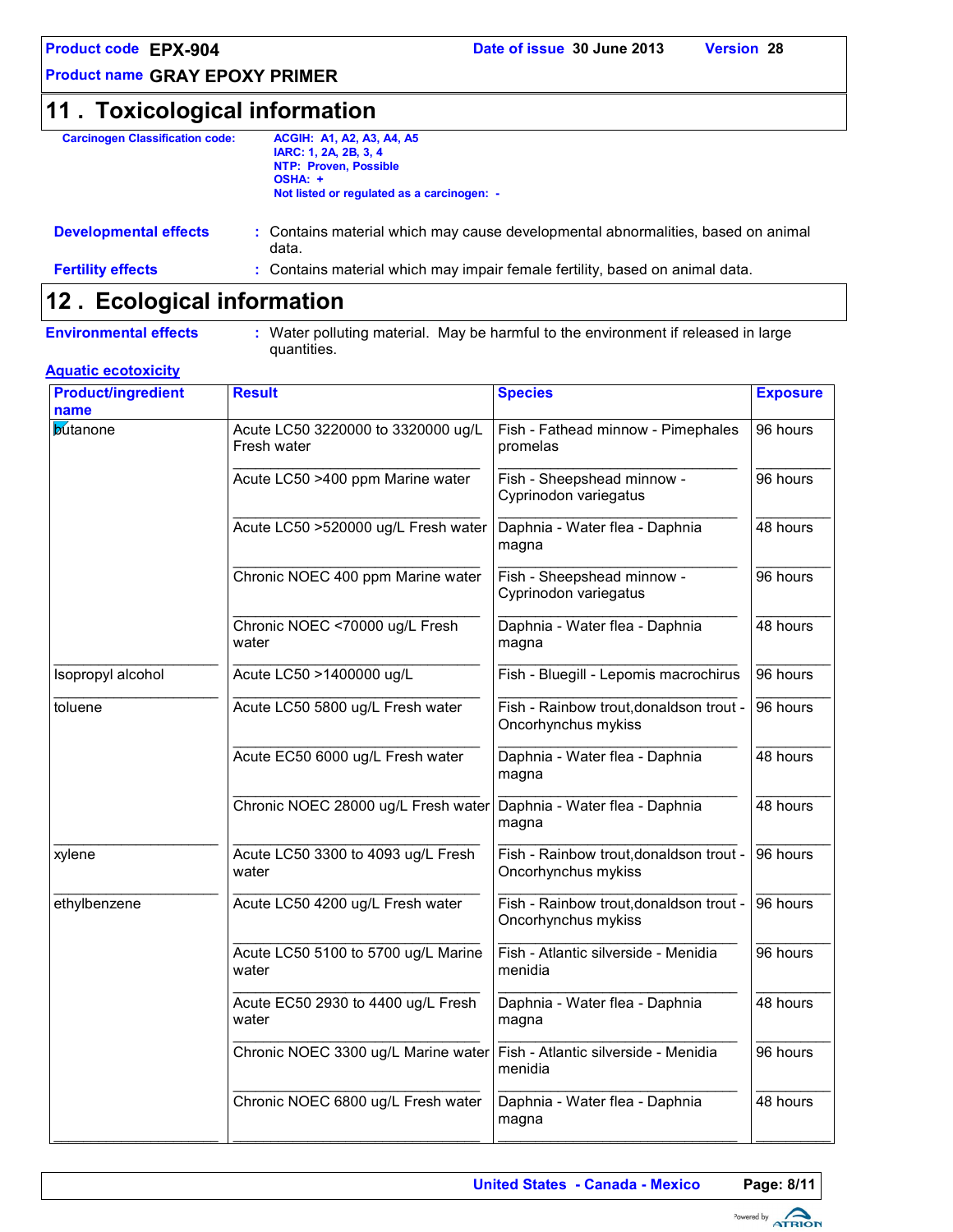## 11 . Toxicological information

**Carcinogen Classification code:**

**ACGIH: A1, A2, A3, A4, A5**
**IARC: 1, 2A, 2B, 3, 4**
**NTP: Proven, Possible**
**OSHA: +**
**Not listed or regulated as a carcinogen: -**

**Developmental effects** : Contains material which may cause developmental abnormalities, based on animal data.

**Fertility effects** : Contains material which may impair female fertility, based on animal data.

## 12 . Ecological information

**Environmental effects** : Water polluting material. May be harmful to the environment if released in large quantities.

**Aquatic ecotoxicity**

| Product/ingredient name | Result | Species | Exposure |
|---|---|---|---|
| butanone | Acute LC50 3220000 to 3320000 ug/L Fresh water | Fish - Fathead minnow - Pimephales promelas | 96 hours |
| | Acute LC50 >400 ppm Marine water | Fish - Sheepshead minnow - Cyprinodon variegatus | 96 hours |
| | Acute LC50 >520000 ug/L Fresh water | Daphnia - Water flea - Daphnia magna | 48 hours |
| | Chronic NOEC 400 ppm Marine water | Fish - Sheepshead minnow - Cyprinodon variegatus | 96 hours |
| | Chronic NOEC <70000 ug/L Fresh water | Daphnia - Water flea - Daphnia magna | 48 hours |
| Isopropyl alcohol | Acute LC50 >1400000 ug/L | Fish - Bluegill - Lepomis macrochirus | 96 hours |
| toluene | Acute LC50 5800 ug/L Fresh water | Fish - Rainbow trout,donaldson trout - Oncorhynchus mykiss | 96 hours |
| | Acute EC50 6000 ug/L Fresh water | Daphnia - Water flea - Daphnia magna | 48 hours |
| | Chronic NOEC 28000 ug/L Fresh water | Daphnia - Water flea - Daphnia magna | 48 hours |
| xylene | Acute LC50 3300 to 4093 ug/L Fresh water | Fish - Rainbow trout,donaldson trout - Oncorhynchus mykiss | 96 hours |
| ethylbenzene | Acute LC50 4200 ug/L Fresh water | Fish - Rainbow trout,donaldson trout - Oncorhynchus mykiss | 96 hours |
| | Acute LC50 5100 to 5700 ug/L Marine water | Fish - Atlantic silverside - Menidia menidia | 96 hours |
| | Acute EC50 2930 to 4400 ug/L Fresh water | Daphnia - Water flea - Daphnia magna | 48 hours |
| | Chronic NOEC 3300 ug/L Marine water | Fish - Atlantic silverside - Menidia menidia | 96 hours |
| | Chronic NOEC 6800 ug/L Fresh water | Daphnia - Water flea - Daphnia magna | 48 hours |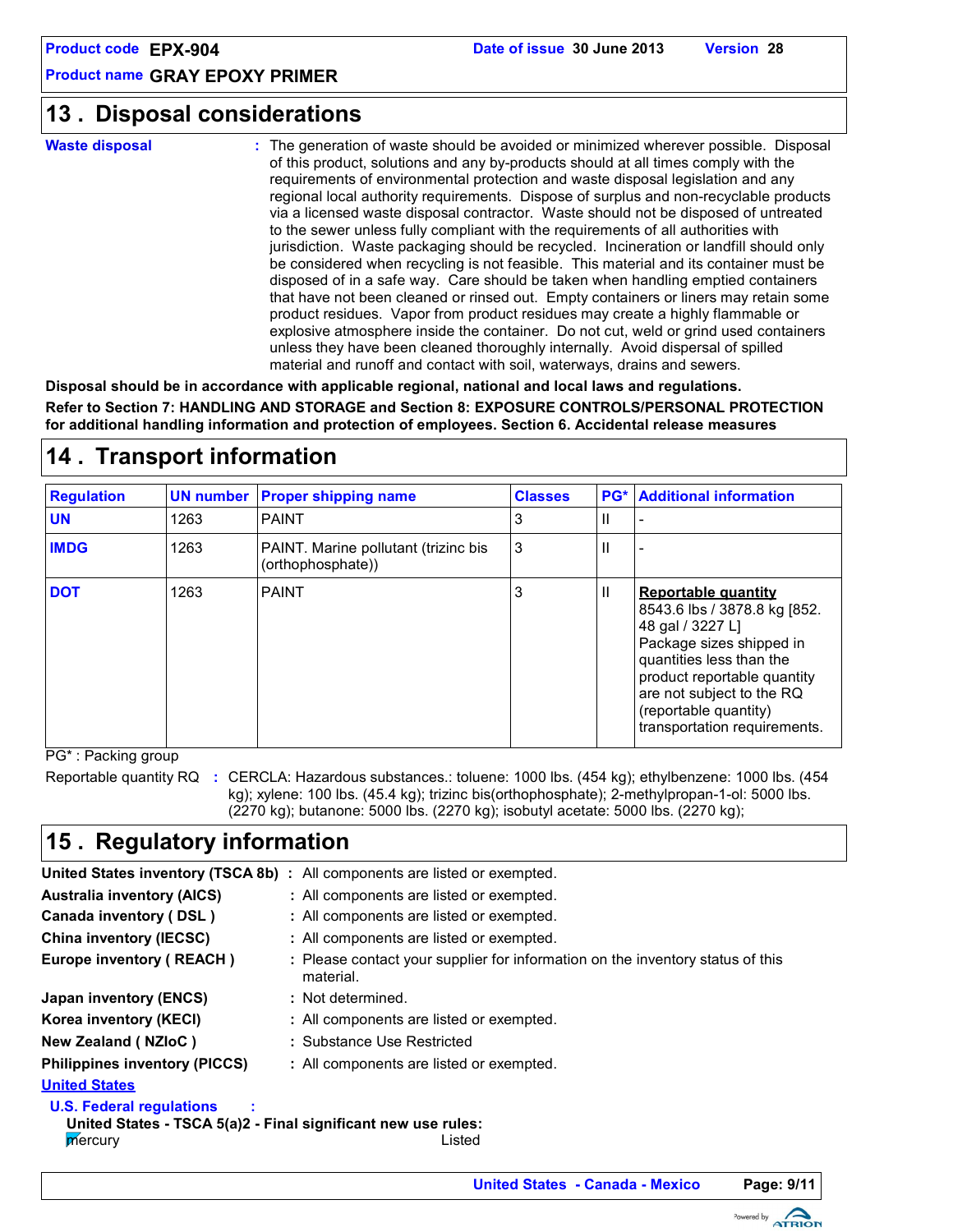## 13 . Disposal considerations

**Waste disposal** : The generation of waste should be avoided or minimized wherever possible. Disposal of this product, solutions and any by-products should at all times comply with the requirements of environmental protection and waste disposal legislation and any regional local authority requirements. Dispose of surplus and non-recyclable products via a licensed waste disposal contractor. Waste should not be disposed of untreated to the sewer unless fully compliant with the requirements of all authorities with jurisdiction. Waste packaging should be recycled. Incineration or landfill should only be considered when recycling is not feasible. This material and its container must be disposed of in a safe way. Care should be taken when handling emptied containers that have not been cleaned or rinsed out. Empty containers or liners may retain some product residues. Vapor from product residues may create a highly flammable or explosive atmosphere inside the container. Do not cut, weld or grind used containers unless they have been cleaned thoroughly internally. Avoid dispersal of spilled material and runoff and contact with soil, waterways, drains and sewers.

**Disposal should be in accordance with applicable regional, national and local laws and regulations.**

**Refer to Section 7: HANDLING AND STORAGE and Section 8: EXPOSURE CONTROLS/PERSONAL PROTECTION for additional handling information and protection of employees. Section 6. Accidental release measures**

## 14 . Transport information

| Regulation | UN number | Proper shipping name | Classes | PG* | Additional information |
|---|---|---|---|---|---|
| **UN** | 1263 | PAINT | 3 | II | - |
| **IMDG** | 1263 | PAINT. Marine pollutant (trizinc bis (orthophosphate)) | 3 | II | - |
| **DOT** | 1263 | PAINT | 3 | II | **Reportable quantity** 8543.6 lbs / 3878.8 kg [852.48 gal / 3227 L] Package sizes shipped in quantities less than the product reportable quantity are not subject to the RQ (reportable quantity) transportation requirements. |

PG* : Packing group

Reportable quantity RQ : CERCLA: Hazardous substances.: toluene: 1000 lbs. (454 kg); ethylbenzene: 1000 lbs. (454 kg); xylene: 100 lbs. (45.4 kg); trizinc bis(orthophosphate); 2-methylpropan-1-ol: 5000 lbs. (2270 kg); butanone: 5000 lbs. (2270 kg); isobutyl acetate: 5000 lbs. (2270 kg);

## 15 . Regulatory information

**United States inventory (TSCA 8b)** : All components are listed or exempted.

**Australia inventory (AICS)** : All components are listed or exempted.

**Canada inventory ( DSL )** : All components are listed or exempted.

**China inventory (IECSC)** : All components are listed or exempted.

**Europe inventory ( REACH )** : Please contact your supplier for information on the inventory status of this material.

**Japan inventory (ENCS)** : Not determined.

**Korea inventory (KECI)** : All components are listed or exempted.

**New Zealand ( NZIoC )** : Substance Use Restricted

**Philippines inventory (PICCS)** : All components are listed or exempted.

**United States**

**U.S. Federal regulations** :

**United States - TSCA 5(a)2 - Final significant new use rules:**

mercury Listed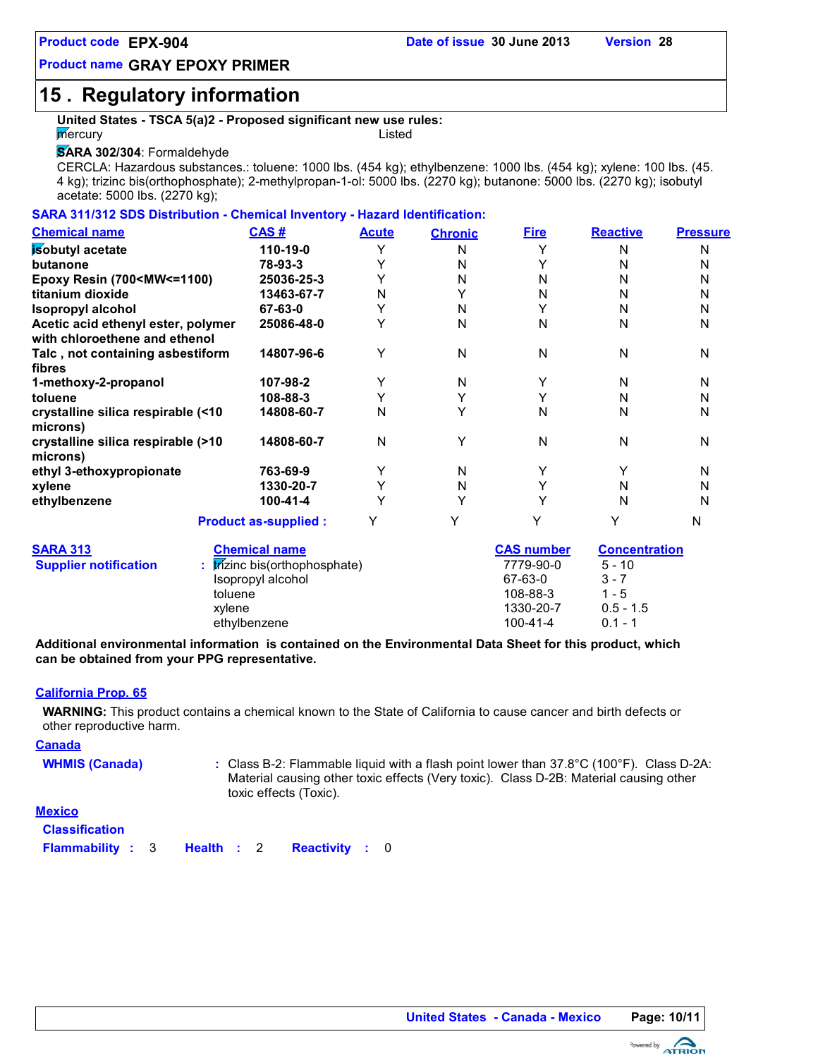**Product code** EPX-904 **Date of issue** 30 June 2013 **Version** 28

**Product name** GRAY EPOXY PRIMER

## 15 . Regulatory information

**United States - TSCA 5(a)2 - Proposed significant new use rules:**

mercury Listed

**SARA 302/304**: Formaldehyde

CERCLA: Hazardous substances.: toluene: 1000 lbs. (454 kg); ethylbenzene: 1000 lbs. (454 kg); xylene: 100 lbs. (45.4 kg); trizinc bis(orthophosphate); 2-methylpropan-1-ol: 5000 lbs. (2270 kg); butanone: 5000 lbs. (2270 kg); isobutyl acetate: 5000 lbs. (2270 kg);

**SARA 311/312 SDS Distribution - Chemical Inventory - Hazard Identification:**

| Chemical name | CAS # | Acute | Chronic | Fire | Reactive | Pressure |
|---|---|---|---|---|---|---|
| **isobutyl acetate** | **110-19-0** | Y | N | Y | N | N |
| **butanone** | **78-93-3** | Y | N | Y | N | N |
| **Epoxy Resin (700<MW<=1100)** | **25036-25-3** | Y | N | N | N | N |
| **titanium dioxide** | **13463-67-7** | N | Y | N | N | N |
| **Isopropyl alcohol** | **67-63-0** | Y | N | Y | N | N |
| **Acetic acid ethenyl ester, polymer with chloroethene and ethenol** | **25086-48-0** | Y | N | N | N | N |
| **Talc , not containing asbestiform fibres** | **14807-96-6** | Y | N | N | N | N |
| **1-methoxy-2-propanol** | **107-98-2** | Y | N | Y | N | N |
| **toluene** | **108-88-3** | Y | Y | Y | N | N |
| **crystalline silica respirable (<10 microns)** | **14808-60-7** | N | Y | N | N | N |
| **crystalline silica respirable (>10 microns)** | **14808-60-7** | N | Y | N | N | N |
| **ethyl 3-ethoxypropionate** | **763-69-9** | Y | N | Y | Y | N |
| **xylene** | **1330-20-7** | Y | N | Y | N | N |
| **ethylbenzene** | **100-41-4** | Y | Y | Y | N | N |
| | **Product as-supplied :** | Y | Y | Y | Y | N |

| SARA 313 | Chemical name | CAS number | Concentration |
|---|---|---|---|
| **Supplier notification** : | trizinc bis(orthophosphate) | 7779-90-0 | 5 - 10 |
| | Isopropyl alcohol | 67-63-0 | 3 - 7 |
| | toluene | 108-88-3 | 1 - 5 |
| | xylene | 1330-20-7 | 0.5 - 1.5 |
| | ethylbenzene | 100-41-4 | 0.1 - 1 |

**Additional environmental information is contained on the Environmental Data Sheet for this product, which can be obtained from your PPG representative.**

**California Prop. 65**

**WARNING:** This product contains a chemical known to the State of California to cause cancer and birth defects or other reproductive harm.

**Canada**

**WHMIS (Canada)** : Class B-2: Flammable liquid with a flash point lower than 37.8°C (100°F). Class D-2A: Material causing other toxic effects (Very toxic). Class D-2B: Material causing other toxic effects (Toxic).

**Mexico**

**Classification**

**Flammability** : 3 **Health** : 2 **Reactivity** : 0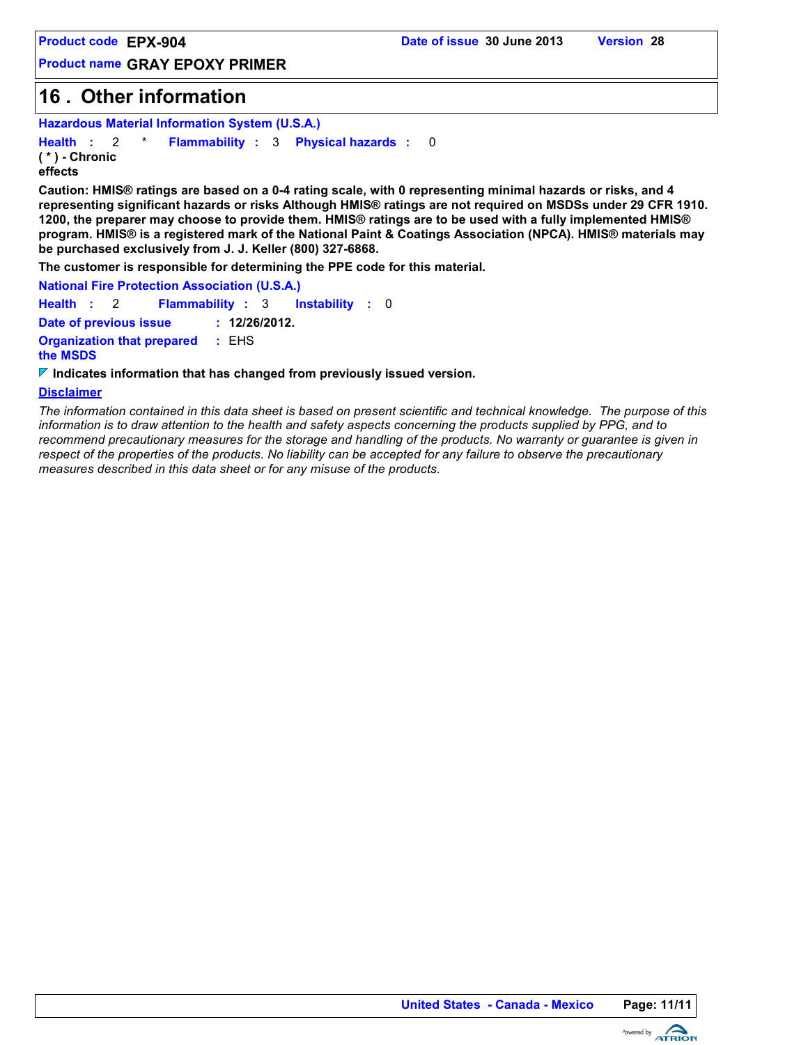## 16 . Other information

**Hazardous Material Information System (U.S.A.)**

**Health** : 2 * **Flammability** : 3 **Physical hazards** : 0

**( * ) - Chronic effects**

**Caution: HMIS® ratings are based on a 0-4 rating scale, with 0 representing minimal hazards or risks, and 4 representing significant hazards or risks Although HMIS® ratings are not required on MSDSs under 29 CFR 1910. 1200, the preparer may choose to provide them. HMIS® ratings are to be used with a fully implemented HMIS® program. HMIS® is a registered mark of the National Paint & Coatings Association (NPCA). HMIS® materials may be purchased exclusively from J. J. Keller (800) 327-6868.**

**The customer is responsible for determining the PPE code for this material.**

**National Fire Protection Association (U.S.A.)**

**Health** : 2 **Flammability** : 3 **Instability** : 0

**Date of previous issue** : **12/26/2012.**

**Organization that prepared the MSDS** : EHS

◸ **Indicates information that has changed from previously issued version.**

**Disclaimer**

*The information contained in this data sheet is based on present scientific and technical knowledge. The purpose of this information is to draw attention to the health and safety aspects concerning the products supplied by PPG, and to recommend precautionary measures for the storage and handling of the products. No warranty or guarantee is given in respect of the properties of the products. No liability can be accepted for any failure to observe the precautionary measures described in this data sheet or for any misuse of the products.*